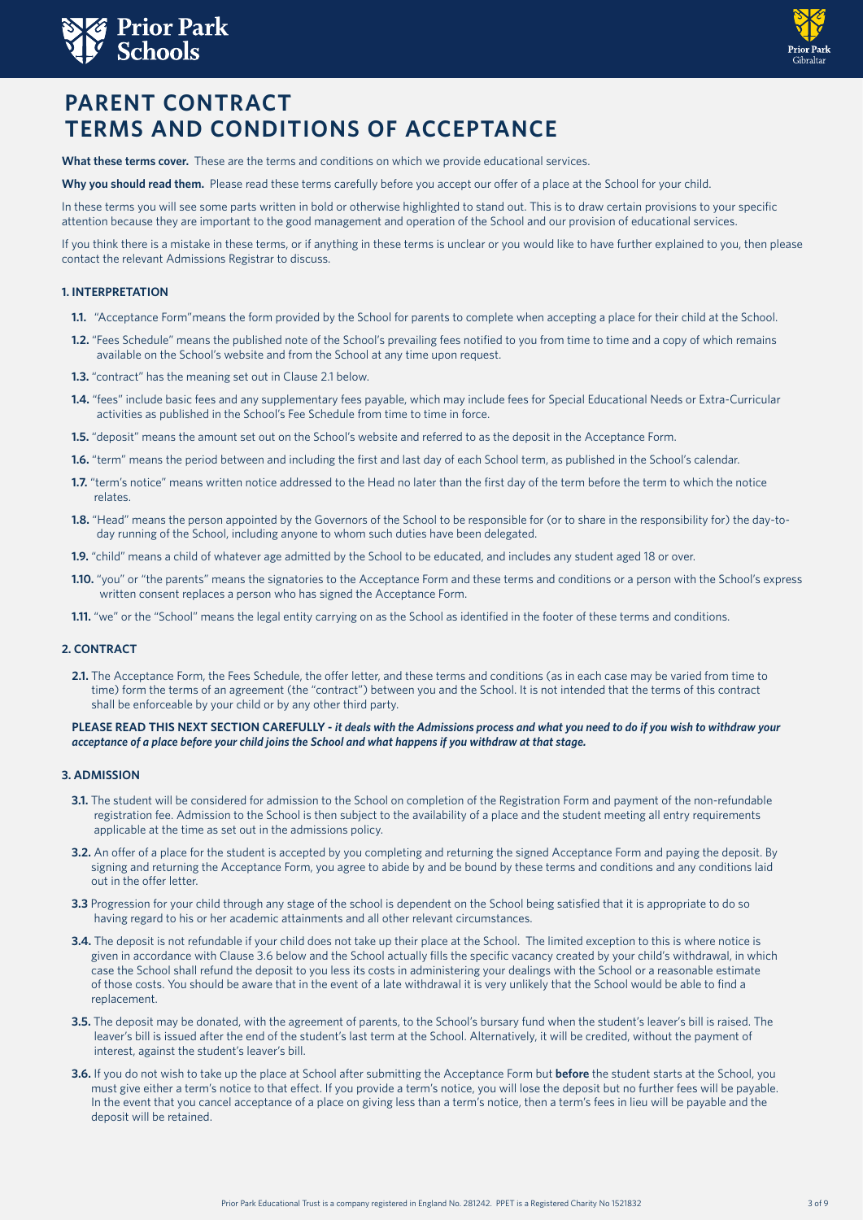# PARENT CONTRACT
# TERMS AND CONDITIONS OF ACCEPTANCE

**What these terms cover.** These are the terms and conditions on which we provide educational services.

**Why you should read them.** Please read these terms carefully before you accept our offer of a place at the School for your child.

In these terms you will see some parts written in bold or otherwise highlighted to stand out. This is to draw certain provisions to your specific attention because they are important to the good management and operation of the School and our provision of educational services.

If you think there is a mistake in these terms, or if anything in these terms is unclear or you would like to have further explained to you, then please contact the relevant Admissions Registrar to discuss.

### 1. INTERPRETATION

**1.1.** "Acceptance Form"means the form provided by the School for parents to complete when accepting a place for their child at the School.

**1.2.** "Fees Schedule" means the published note of the School's prevailing fees notified to you from time to time and a copy of which remains available on the School's website and from the School at any time upon request.

**1.3.** "contract" has the meaning set out in Clause 2.1 below.

**1.4.** "fees" include basic fees and any supplementary fees payable, which may include fees for Special Educational Needs or Extra-Curricular activities as published in the School's Fee Schedule from time to time in force.

**1.5.** "deposit" means the amount set out on the School's website and referred to as the deposit in the Acceptance Form.

**1.6.** "term" means the period between and including the first and last day of each School term, as published in the School's calendar.

**1.7.** "term's notice" means written notice addressed to the Head no later than the first day of the term before the term to which the notice relates.

**1.8.** "Head" means the person appointed by the Governors of the School to be responsible for (or to share in the responsibility for) the day-to-day running of the School, including anyone to whom such duties have been delegated.

**1.9.** "child" means a child of whatever age admitted by the School to be educated, and includes any student aged 18 or over.

**1.10.** "you" or "the parents" means the signatories to the Acceptance Form and these terms and conditions or a person with the School's express written consent replaces a person who has signed the Acceptance Form.

**1.11.** "we" or the "School" means the legal entity carrying on as the School as identified in the footer of these terms and conditions.

### 2. CONTRACT

**2.1.** The Acceptance Form, the Fees Schedule, the offer letter, and these terms and conditions (as in each case may be varied from time to time) form the terms of an agreement (the "contract") between you and the School. It is not intended that the terms of this contract shall be enforceable by your child or by any other third party.

**PLEASE READ THIS NEXT SECTION CAREFULLY -** ***it deals with the Admissions process and what you need to do if you wish to withdraw your acceptance of a place before your child joins the School and what happens if you withdraw at that stage.***

### 3. ADMISSION

**3.1.** The student will be considered for admission to the School on completion of the Registration Form and payment of the non-refundable registration fee. Admission to the School is then subject to the availability of a place and the student meeting all entry requirements applicable at the time as set out in the admissions policy.

**3.2.** An offer of a place for the student is accepted by you completing and returning the signed Acceptance Form and paying the deposit. By signing and returning the Acceptance Form, you agree to abide by and be bound by these terms and conditions and any conditions laid out in the offer letter.

**3.3** Progression for your child through any stage of the school is dependent on the School being satisfied that it is appropriate to do so having regard to his or her academic attainments and all other relevant circumstances.

**3.4.** The deposit is not refundable if your child does not take up their place at the School. The limited exception to this is where notice is given in accordance with Clause 3.6 below and the School actually fills the specific vacancy created by your child's withdrawal, in which case the School shall refund the deposit to you less its costs in administering your dealings with the School or a reasonable estimate of those costs. You should be aware that in the event of a late withdrawal it is very unlikely that the School would be able to find a replacement.

**3.5.** The deposit may be donated, with the agreement of parents, to the School's bursary fund when the student's leaver's bill is raised. The leaver's bill is issued after the end of the student's last term at the School. Alternatively, it will be credited, without the payment of interest, against the student's leaver's bill.

**3.6.** If you do not wish to take up the place at School after submitting the Acceptance Form but **before** the student starts at the School, you must give either a term's notice to that effect. If you provide a term's notice, you will lose the deposit but no further fees will be payable. In the event that you cancel acceptance of a place on giving less than a term's notice, then a term's fees in lieu will be payable and the deposit will be retained.

Prior Park Educational Trust is a company registered in England No. 281242. PPET is a Registered Charity No 1521832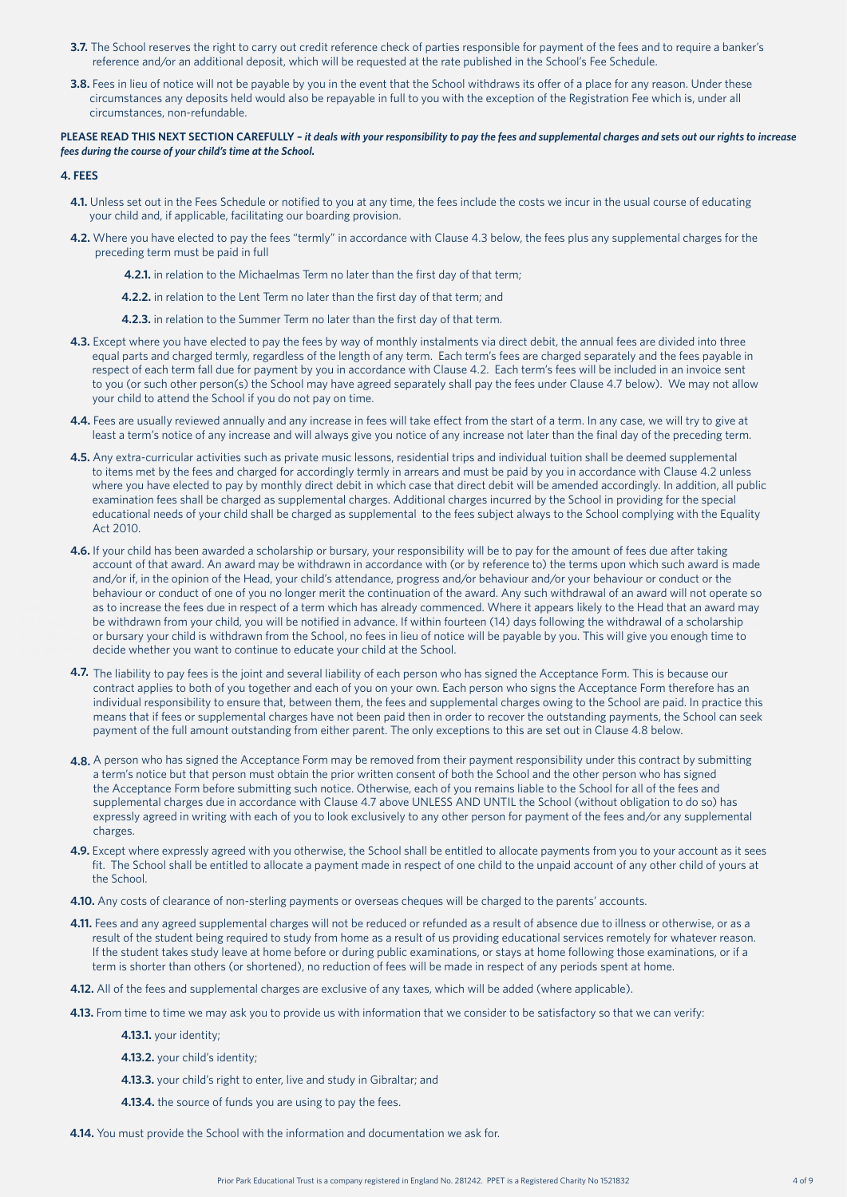**3.7.** The School reserves the right to carry out credit reference check of parties responsible for payment of the fees and to require a banker's reference and/or an additional deposit, which will be requested at the rate published in the School's Fee Schedule.

**3.8.** Fees in lieu of notice will not be payable by you in the event that the School withdraws its offer of a place for any reason. Under these circumstances any deposits held would also be repayable in full to you with the exception of the Registration Fee which is, under all circumstances, non-refundable.

**PLEASE READ THIS NEXT SECTION CAREFULLY –** ***it deals with your responsibility to pay the fees and supplemental charges and sets out our rights to increase fees during the course of your child's time at the School.***

**4. FEES**

**4.1.** Unless set out in the Fees Schedule or notified to you at any time, the fees include the costs we incur in the usual course of educating your child and, if applicable, facilitating our boarding provision.

**4.2.** Where you have elected to pay the fees "termly" in accordance with Clause 4.3 below, the fees plus any supplemental charges for the preceding term must be paid in full

**4.2.1.** in relation to the Michaelmas Term no later than the first day of that term;

**4.2.2.** in relation to the Lent Term no later than the first day of that term; and

**4.2.3.** in relation to the Summer Term no later than the first day of that term.

**4.3.** Except where you have elected to pay the fees by way of monthly instalments via direct debit, the annual fees are divided into three equal parts and charged termly, regardless of the length of any term. Each term's fees are charged separately and the fees payable in respect of each term fall due for payment by you in accordance with Clause 4.2. Each term's fees will be included in an invoice sent to you (or such other person(s) the School may have agreed separately shall pay the fees under Clause 4.7 below). We may not allow your child to attend the School if you do not pay on time.

**4.4.** Fees are usually reviewed annually and any increase in fees will take effect from the start of a term. In any case, we will try to give at least a term's notice of any increase and will always give you notice of any increase not later than the final day of the preceding term.

**4.5.** Any extra-curricular activities such as private music lessons, residential trips and individual tuition shall be deemed supplemental to items met by the fees and charged for accordingly termly in arrears and must be paid by you in accordance with Clause 4.2 unless where you have elected to pay by monthly direct debit in which case that direct debit will be amended accordingly. In addition, all public examination fees shall be charged as supplemental charges. Additional charges incurred by the School in providing for the special educational needs of your child shall be charged as supplemental to the fees subject always to the School complying with the Equality Act 2010.

**4.6.** If your child has been awarded a scholarship or bursary, your responsibility will be to pay for the amount of fees due after taking account of that award. An award may be withdrawn in accordance with (or by reference to) the terms upon which such award is made and/or if, in the opinion of the Head, your child's attendance, progress and/or behaviour and/or your behaviour or conduct or the behaviour or conduct of one of you no longer merit the continuation of the award. Any such withdrawal of an award will not operate so as to increase the fees due in respect of a term which has already commenced. Where it appears likely to the Head that an award may be withdrawn from your child, you will be notified in advance. If within fourteen (14) days following the withdrawal of a scholarship or bursary your child is withdrawn from the School, no fees in lieu of notice will be payable by you. This will give you enough time to decide whether you want to continue to educate your child at the School.

**4.7.** The liability to pay fees is the joint and several liability of each person who has signed the Acceptance Form. This is because our contract applies to both of you together and each of you on your own. Each person who signs the Acceptance Form therefore has an individual responsibility to ensure that, between them, the fees and supplemental charges owing to the School are paid. In practice this means that if fees or supplemental charges have not been paid then in order to recover the outstanding payments, the School can seek payment of the full amount outstanding from either parent. The only exceptions to this are set out in Clause 4.8 below.

**4.8.** A person who has signed the Acceptance Form may be removed from their payment responsibility under this contract by submitting a term's notice but that person must obtain the prior written consent of both the School and the other person who has signed the Acceptance Form before submitting such notice. Otherwise, each of you remains liable to the School for all of the fees and supplemental charges due in accordance with Clause 4.7 above UNLESS AND UNTIL the School (without obligation to do so) has expressly agreed in writing with each of you to look exclusively to any other person for payment of the fees and/or any supplemental charges.

**4.9.** Except where expressly agreed with you otherwise, the School shall be entitled to allocate payments from you to your account as it sees fit. The School shall be entitled to allocate a payment made in respect of one child to the unpaid account of any other child of yours at the School.

**4.10.** Any costs of clearance of non-sterling payments or overseas cheques will be charged to the parents' accounts.

**4.11.** Fees and any agreed supplemental charges will not be reduced or refunded as a result of absence due to illness or otherwise, or as a result of the student being required to study from home as a result of us providing educational services remotely for whatever reason. If the student takes study leave at home before or during public examinations, or stays at home following those examinations, or if a term is shorter than others (or shortened), no reduction of fees will be made in respect of any periods spent at home.

**4.12.** All of the fees and supplemental charges are exclusive of any taxes, which will be added (where applicable).

**4.13.** From time to time we may ask you to provide us with information that we consider to be satisfactory so that we can verify:

**4.13.1.** your identity;

**4.13.2.** your child's identity;

**4.13.3.** your child's right to enter, live and study in Gibraltar; and

**4.13.4.** the source of funds you are using to pay the fees.

**4.14.** You must provide the School with the information and documentation we ask for.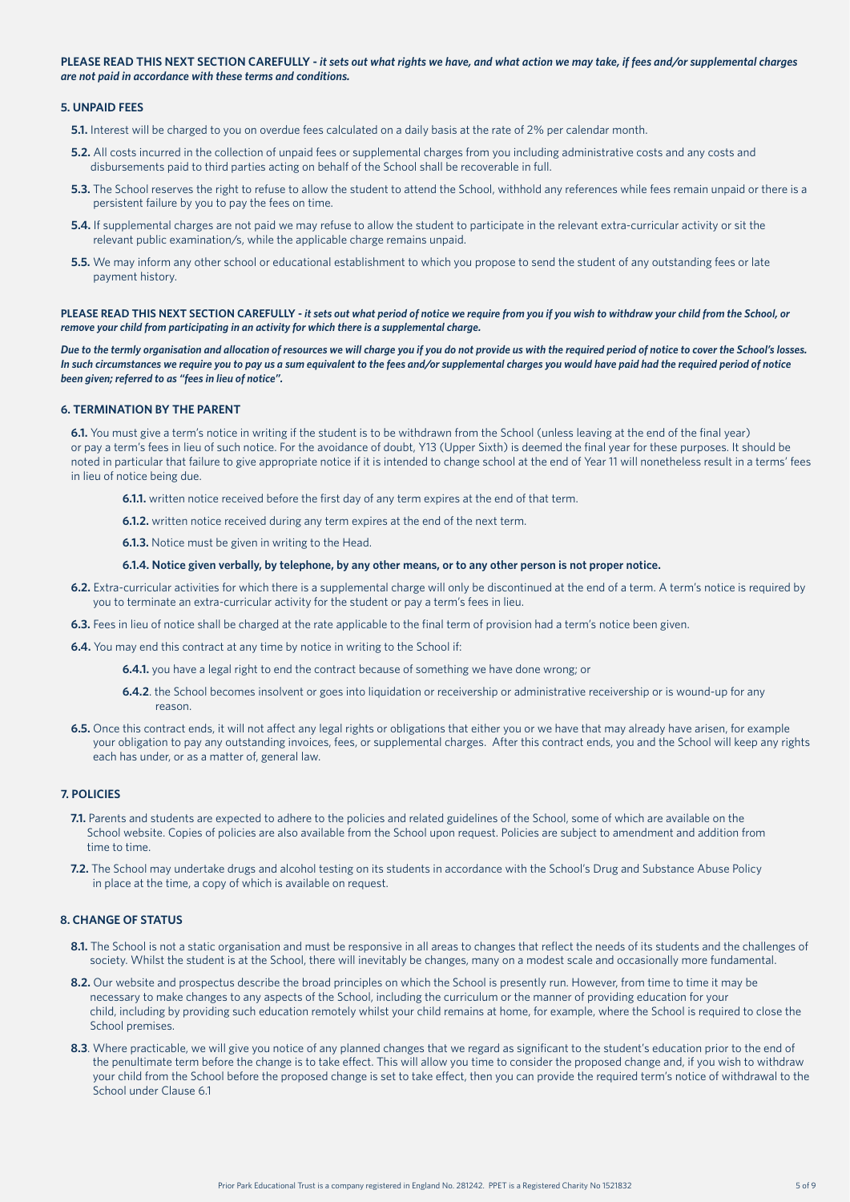**PLEASE READ THIS NEXT SECTION CAREFULLY -** ***it sets out what rights we have, and what action we may take, if fees and/or supplemental charges are not paid in accordance with these terms and conditions.***

## 5. UNPAID FEES

**5.1.** Interest will be charged to you on overdue fees calculated on a daily basis at the rate of 2% per calendar month.

**5.2.** All costs incurred in the collection of unpaid fees or supplemental charges from you including administrative costs and any costs and disbursements paid to third parties acting on behalf of the School shall be recoverable in full.

**5.3.** The School reserves the right to refuse to allow the student to attend the School, withhold any references while fees remain unpaid or there is a persistent failure by you to pay the fees on time.

**5.4.** If supplemental charges are not paid we may refuse to allow the student to participate in the relevant extra-curricular activity or sit the relevant public examination/s, while the applicable charge remains unpaid.

**5.5.** We may inform any other school or educational establishment to which you propose to send the student of any outstanding fees or late payment history.

**PLEASE READ THIS NEXT SECTION CAREFULLY -** ***it sets out what period of notice we require from you if you wish to withdraw your child from the School, or remove your child from participating in an activity for which there is a supplemental charge.***

***Due to the termly organisation and allocation of resources we will charge you if you do not provide us with the required period of notice to cover the School's losses. In such circumstances we require you to pay us a sum equivalent to the fees and/or supplemental charges you would have paid had the required period of notice been given; referred to as "fees in lieu of notice".***

## 6. TERMINATION BY THE PARENT

**6.1.** You must give a term's notice in writing if the student is to be withdrawn from the School (unless leaving at the end of the final year) or pay a term's fees in lieu of such notice. For the avoidance of doubt, Y13 (Upper Sixth) is deemed the final year for these purposes. It should be noted in particular that failure to give appropriate notice if it is intended to change school at the end of Year 11 will nonetheless result in a terms' fees in lieu of notice being due.

**6.1.1.** written notice received before the first day of any term expires at the end of that term.

**6.1.2.** written notice received during any term expires at the end of the next term.

**6.1.3.** Notice must be given in writing to the Head.

**6.1.4. Notice given verbally, by telephone, by any other means, or to any other person is not proper notice.**

**6.2.** Extra-curricular activities for which there is a supplemental charge will only be discontinued at the end of a term. A term's notice is required by you to terminate an extra-curricular activity for the student or pay a term's fees in lieu.

**6.3.** Fees in lieu of notice shall be charged at the rate applicable to the final term of provision had a term's notice been given.

**6.4.** You may end this contract at any time by notice in writing to the School if:

**6.4.1.** you have a legal right to end the contract because of something we have done wrong; or

**6.4.2**. the School becomes insolvent or goes into liquidation or receivership or administrative receivership or is wound-up for any reason.

**6.5.** Once this contract ends, it will not affect any legal rights or obligations that either you or we have that may already have arisen, for example your obligation to pay any outstanding invoices, fees, or supplemental charges. After this contract ends, you and the School will keep any rights each has under, or as a matter of, general law.

## 7. POLICIES

**7.1.** Parents and students are expected to adhere to the policies and related guidelines of the School, some of which are available on the School website. Copies of policies are also available from the School upon request. Policies are subject to amendment and addition from time to time.

**7.2.** The School may undertake drugs and alcohol testing on its students in accordance with the School's Drug and Substance Abuse Policy in place at the time, a copy of which is available on request.

## 8. CHANGE OF STATUS

**8.1.** The School is not a static organisation and must be responsive in all areas to changes that reflect the needs of its students and the challenges of society. Whilst the student is at the School, there will inevitably be changes, many on a modest scale and occasionally more fundamental.

**8.2.** Our website and prospectus describe the broad principles on which the School is presently run. However, from time to time it may be necessary to make changes to any aspects of the School, including the curriculum or the manner of providing education for your child, including by providing such education remotely whilst your child remains at home, for example, where the School is required to close the School premises.

**8.3**. Where practicable, we will give you notice of any planned changes that we regard as significant to the student's education prior to the end of the penultimate term before the change is to take effect. This will allow you time to consider the proposed change and, if you wish to withdraw your child from the School before the proposed change is set to take effect, then you can provide the required term's notice of withdrawal to the School under Clause 6.1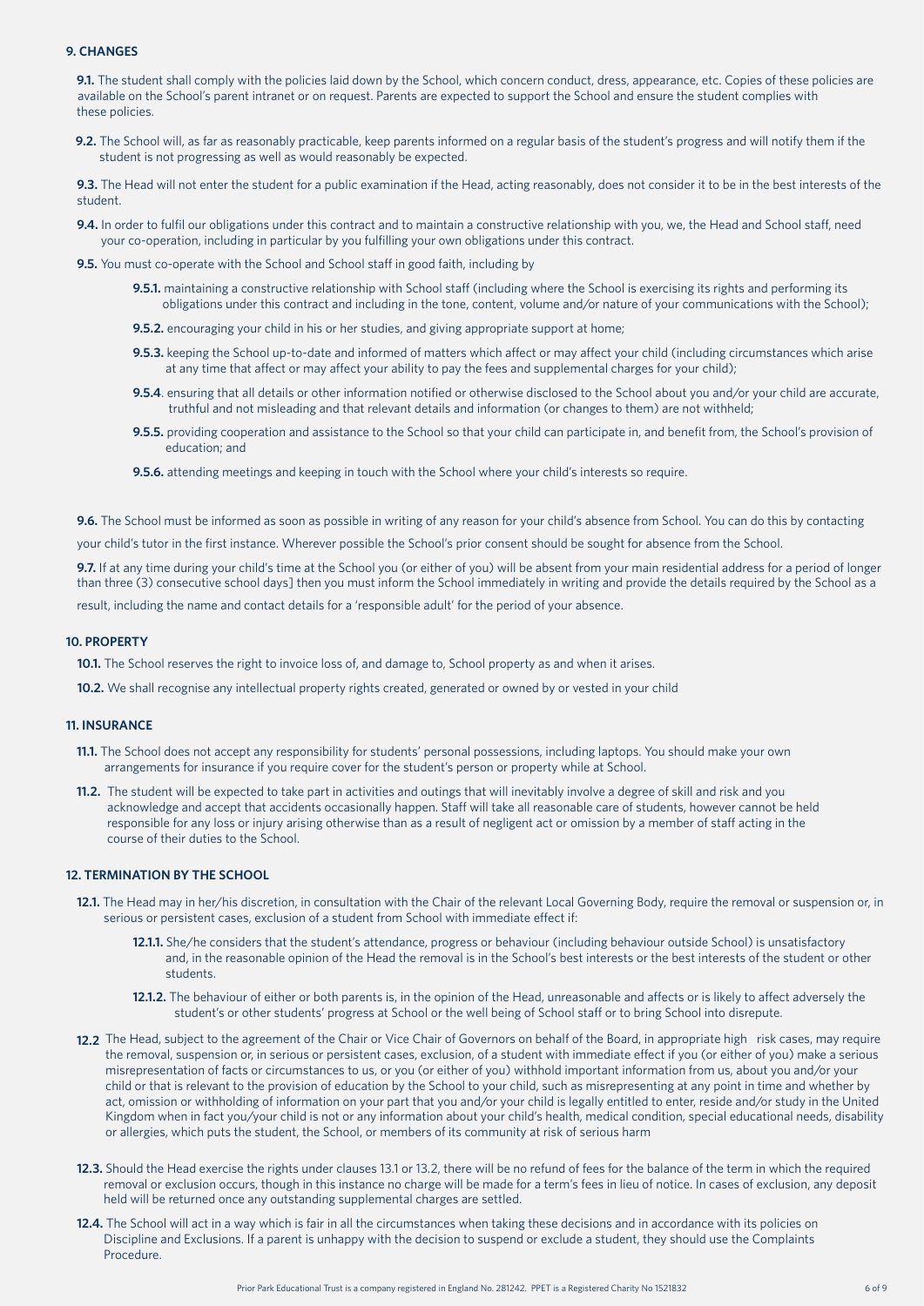### 9. CHANGES

**9.1.** The student shall comply with the policies laid down by the School, which concern conduct, dress, appearance, etc. Copies of these policies are available on the School's parent intranet or on request. Parents are expected to support the School and ensure the student complies with these policies.

**9.2.** The School will, as far as reasonably practicable, keep parents informed on a regular basis of the student's progress and will notify them if the student is not progressing as well as would reasonably be expected.

**9.3.** The Head will not enter the student for a public examination if the Head, acting reasonably, does not consider it to be in the best interests of the student.

**9.4.** In order to fulfil our obligations under this contract and to maintain a constructive relationship with you, we, the Head and School staff, need your co-operation, including in particular by you fulfilling your own obligations under this contract.

**9.5.** You must co-operate with the School and School staff in good faith, including by

**9.5.1.** maintaining a constructive relationship with School staff (including where the School is exercising its rights and performing its obligations under this contract and including in the tone, content, volume and/or nature of your communications with the School);

**9.5.2.** encouraging your child in his or her studies, and giving appropriate support at home;

**9.5.3.** keeping the School up-to-date and informed of matters which affect or may affect your child (including circumstances which arise at any time that affect or may affect your ability to pay the fees and supplemental charges for your child);

**9.5.4**. ensuring that all details or other information notified or otherwise disclosed to the School about you and/or your child are accurate, truthful and not misleading and that relevant details and information (or changes to them) are not withheld;

**9.5.5.** providing cooperation and assistance to the School so that your child can participate in, and benefit from, the School's provision of education; and

**9.5.6.** attending meetings and keeping in touch with the School where your child's interests so require.

**9.6.** The School must be informed as soon as possible in writing of any reason for your child's absence from School. You can do this by contacting your child's tutor in the first instance. Wherever possible the School's prior consent should be sought for absence from the School.

**9.7.** If at any time during your child's time at the School you (or either of you) will be absent from your main residential address for a period of longer than three (3) consecutive school days] then you must inform the School immediately in writing and provide the details required by the School as a result, including the name and contact details for a 'responsible adult' for the period of your absence.

### 10. PROPERTY

**10.1.** The School reserves the right to invoice loss of, and damage to, School property as and when it arises.

**10.2.** We shall recognise any intellectual property rights created, generated or owned by or vested in your child

### 11. INSURANCE

**11.1.** The School does not accept any responsibility for students' personal possessions, including laptops. You should make your own arrangements for insurance if you require cover for the student's person or property while at School.

**11.2.** The student will be expected to take part in activities and outings that will inevitably involve a degree of skill and risk and you acknowledge and accept that accidents occasionally happen. Staff will take all reasonable care of students, however cannot be held responsible for any loss or injury arising otherwise than as a result of negligent act or omission by a member of staff acting in the course of their duties to the School.

### 12. TERMINATION BY THE SCHOOL

**12.1.** The Head may in her/his discretion, in consultation with the Chair of the relevant Local Governing Body, require the removal or suspension or, in serious or persistent cases, exclusion of a student from School with immediate effect if:

**12.1.1.** She/he considers that the student's attendance, progress or behaviour (including behaviour outside School) is unsatisfactory and, in the reasonable opinion of the Head the removal is in the School's best interests or the best interests of the student or other students.

**12.1.2.** The behaviour of either or both parents is, in the opinion of the Head, unreasonable and affects or is likely to affect adversely the student's or other students' progress at School or the well being of School staff or to bring School into disrepute.

**12.2** The Head, subject to the agreement of the Chair or Vice Chair of Governors on behalf of the Board, in appropriate high risk cases, may require the removal, suspension or, in serious or persistent cases, exclusion, of a student with immediate effect if you (or either of you) make a serious misrepresentation of facts or circumstances to us, or you (or either of you) withhold important information from us, about you and/or your child or that is relevant to the provision of education by the School to your child, such as misrepresenting at any point in time and whether by act, omission or withholding of information on your part that you and/or your child is legally entitled to enter, reside and/or study in the United Kingdom when in fact you/your child is not or any information about your child's health, medical condition, special educational needs, disability or allergies, which puts the student, the School, or members of its community at risk of serious harm

**12.3.** Should the Head exercise the rights under clauses 13.1 or 13.2, there will be no refund of fees for the balance of the term in which the required removal or exclusion occurs, though in this instance no charge will be made for a term's fees in lieu of notice. In cases of exclusion, any deposit held will be returned once any outstanding supplemental charges are settled.

**12.4.** The School will act in a way which is fair in all the circumstances when taking these decisions and in accordance with its policies on Discipline and Exclusions. If a parent is unhappy with the decision to suspend or exclude a student, they should use the Complaints Procedure.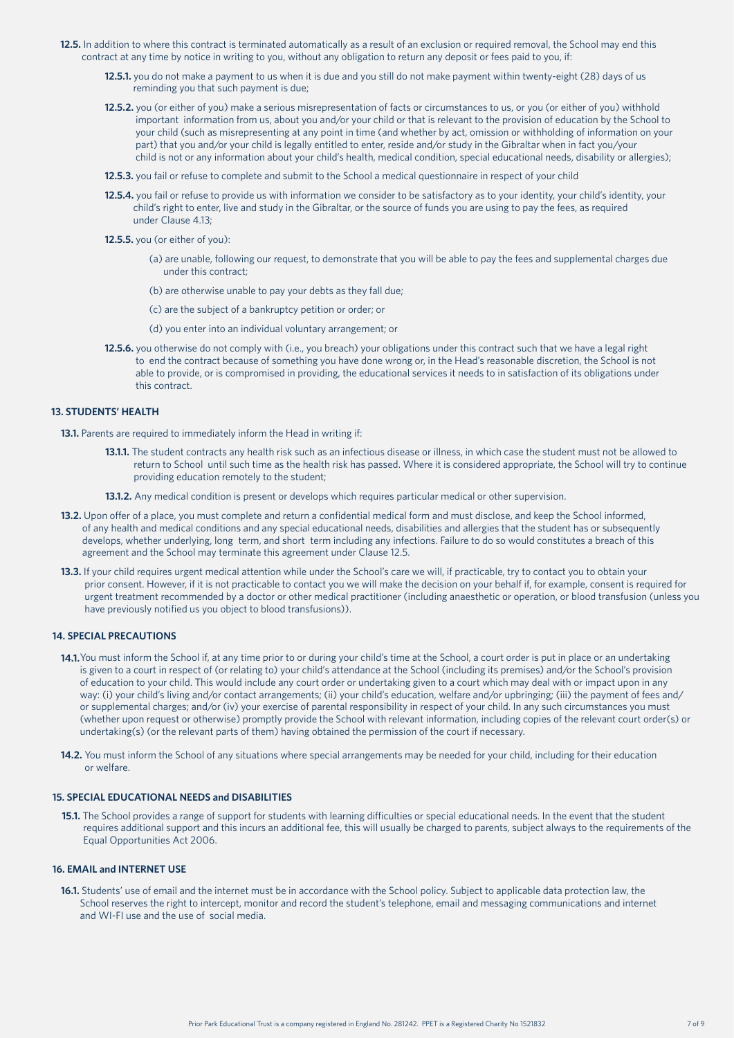**12.5.** In addition to where this contract is terminated automatically as a result of an exclusion or required removal, the School may end this contract at any time by notice in writing to you, without any obligation to return any deposit or fees paid to you, if:

**12.5.1.** you do not make a payment to us when it is due and you still do not make payment within twenty-eight (28) days of us reminding you that such payment is due;

**12.5.2.** you (or either of you) make a serious misrepresentation of facts or circumstances to us, or you (or either of you) withhold important information from us, about you and/or your child or that is relevant to the provision of education by the School to your child (such as misrepresenting at any point in time (and whether by act, omission or withholding of information on your part) that you and/or your child is legally entitled to enter, reside and/or study in the Gibraltar when in fact you/your child is not or any information about your child's health, medical condition, special educational needs, disability or allergies);

**12.5.3.** you fail or refuse to complete and submit to the School a medical questionnaire in respect of your child

**12.5.4.** you fail or refuse to provide us with information we consider to be satisfactory as to your identity, your child's identity, your child's right to enter, live and study in the Gibraltar, or the source of funds you are using to pay the fees, as required under Clause 4.13;

**12.5.5.** you (or either of you):

(a) are unable, following our request, to demonstrate that you will be able to pay the fees and supplemental charges due under this contract;

(b) are otherwise unable to pay your debts as they fall due;

(c) are the subject of a bankruptcy petition or order; or

(d) you enter into an individual voluntary arrangement; or

**12.5.6.** you otherwise do not comply with (i.e., you breach) your obligations under this contract such that we have a legal right to end the contract because of something you have done wrong or, in the Head's reasonable discretion, the School is not able to provide, or is compromised in providing, the educational services it needs to in satisfaction of its obligations under this contract.

### 13. STUDENTS' HEALTH

**13.1.** Parents are required to immediately inform the Head in writing if:

**13.1.1.** The student contracts any health risk such as an infectious disease or illness, in which case the student must not be allowed to return to School until such time as the health risk has passed. Where it is considered appropriate, the School will try to continue providing education remotely to the student;

**13.1.2.** Any medical condition is present or develops which requires particular medical or other supervision.

**13.2.** Upon offer of a place, you must complete and return a confidential medical form and must disclose, and keep the School informed, of any health and medical conditions and any special educational needs, disabilities and allergies that the student has or subsequently develops, whether underlying, long term, and short term including any infections. Failure to do so would constitutes a breach of this agreement and the School may terminate this agreement under Clause 12.5.

**13.3.** If your child requires urgent medical attention while under the School's care we will, if practicable, try to contact you to obtain your prior consent. However, if it is not practicable to contact you we will make the decision on your behalf if, for example, consent is required for urgent treatment recommended by a doctor or other medical practitioner (including anaesthetic or operation, or blood transfusion (unless you have previously notified us you object to blood transfusions)).

### 14. SPECIAL PRECAUTIONS

**14.1.** You must inform the School if, at any time prior to or during your child's time at the School, a court order is put in place or an undertaking is given to a court in respect of (or relating to) your child's attendance at the School (including its premises) and/or the School's provision of education to your child. This would include any court order or undertaking given to a court which may deal with or impact upon in any way: (i) your child's living and/or contact arrangements; (ii) your child's education, welfare and/or upbringing; (iii) the payment of fees and/or supplemental charges; and/or (iv) your exercise of parental responsibility in respect of your child. In any such circumstances you must (whether upon request or otherwise) promptly provide the School with relevant information, including copies of the relevant court order(s) or undertaking(s) (or the relevant parts of them) having obtained the permission of the court if necessary.

**14.2.** You must inform the School of any situations where special arrangements may be needed for your child, including for their education or welfare.

### 15. SPECIAL EDUCATIONAL NEEDS and DISABILITIES

**15.1.** The School provides a range of support for students with learning difficulties or special educational needs. In the event that the student requires additional support and this incurs an additional fee, this will usually be charged to parents, subject always to the requirements of the Equal Opportunities Act 2006.

### 16. EMAIL and INTERNET USE

**16.1.** Students' use of email and the internet must be in accordance with the School policy. Subject to applicable data protection law, the School reserves the right to intercept, monitor and record the student's telephone, email and messaging communications and internet and WI-FI use and the use of social media.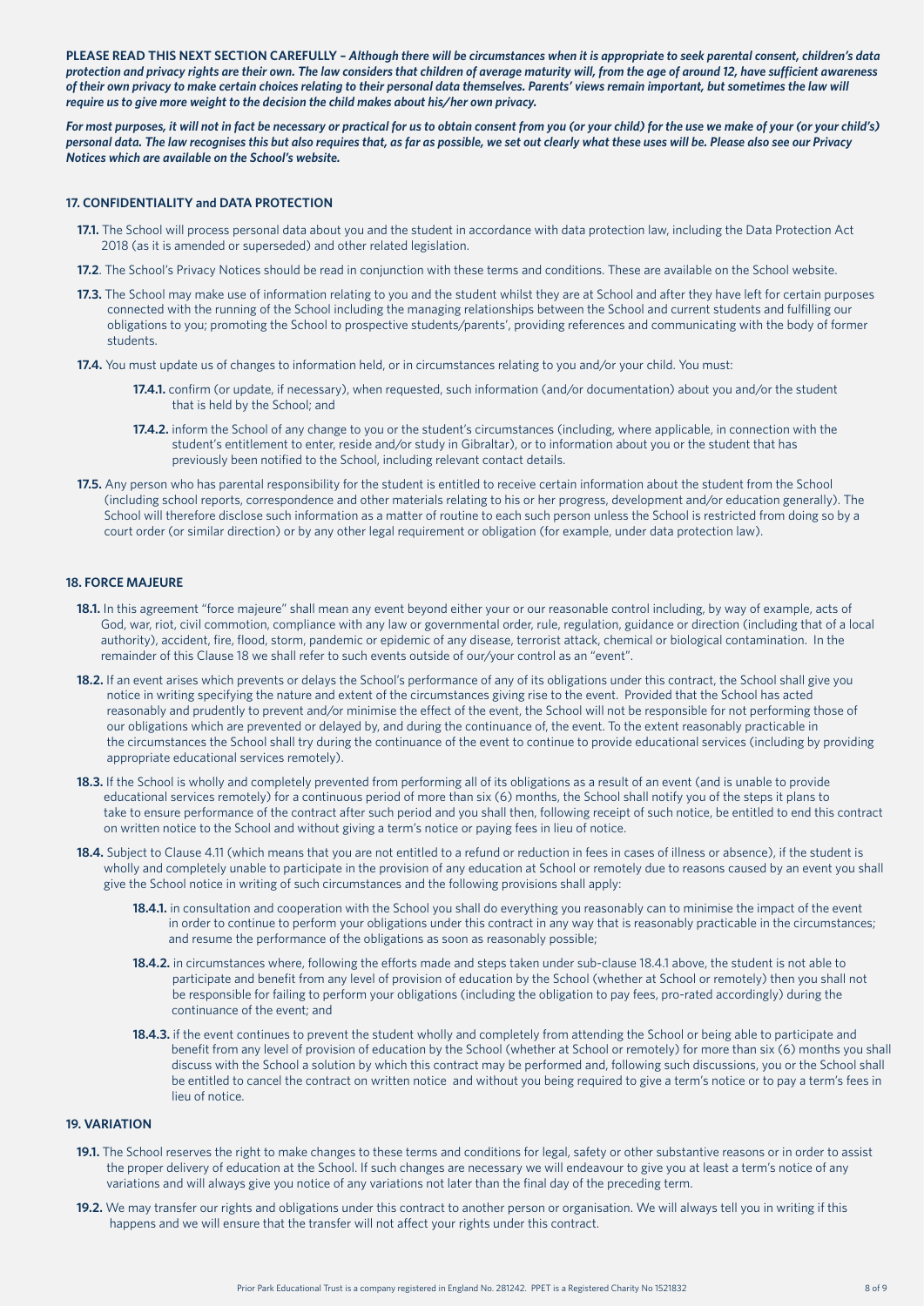**PLEASE READ THIS NEXT SECTION CAREFULLY –** ***Although there will be circumstances when it is appropriate to seek parental consent, children's data protection and privacy rights are their own. The law considers that children of average maturity will, from the age of around 12, have sufficient awareness of their own privacy to make certain choices relating to their personal data themselves. Parents' views remain important, but sometimes the law will require us to give more weight to the decision the child makes about his/her own privacy.***

***For most purposes, it will not in fact be necessary or practical for us to obtain consent from you (or your child) for the use we make of your (or your child's) personal data. The law recognises this but also requires that, as far as possible, we set out clearly what these uses will be. Please also see our Privacy Notices which are available on the School's website.***

### 17. CONFIDENTIALITY and DATA PROTECTION

**17.1.** The School will process personal data about you and the student in accordance with data protection law, including the Data Protection Act 2018 (as it is amended or superseded) and other related legislation.

**17.2**. The School's Privacy Notices should be read in conjunction with these terms and conditions. These are available on the School website.

**17.3.** The School may make use of information relating to you and the student whilst they are at School and after they have left for certain purposes connected with the running of the School including the managing relationships between the School and current students and fulfilling our obligations to you; promoting the School to prospective students/parents', providing references and communicating with the body of former students.

**17.4.** You must update us of changes to information held, or in circumstances relating to you and/or your child. You must:

**17.4.1.** confirm (or update, if necessary), when requested, such information (and/or documentation) about you and/or the student that is held by the School; and

**17.4.2.** inform the School of any change to you or the student's circumstances (including, where applicable, in connection with the student's entitlement to enter, reside and/or study in Gibraltar), or to information about you or the student that has previously been notified to the School, including relevant contact details.

**17.5.** Any person who has parental responsibility for the student is entitled to receive certain information about the student from the School (including school reports, correspondence and other materials relating to his or her progress, development and/or education generally). The School will therefore disclose such information as a matter of routine to each such person unless the School is restricted from doing so by a court order (or similar direction) or by any other legal requirement or obligation (for example, under data protection law).

### 18. FORCE MAJEURE

**18.1.** In this agreement "force majeure" shall mean any event beyond either your or our reasonable control including, by way of example, acts of God, war, riot, civil commotion, compliance with any law or governmental order, rule, regulation, guidance or direction (including that of a local authority), accident, fire, flood, storm, pandemic or epidemic of any disease, terrorist attack, chemical or biological contamination. In the remainder of this Clause 18 we shall refer to such events outside of our/your control as an "event".

**18.2.** If an event arises which prevents or delays the School's performance of any of its obligations under this contract, the School shall give you notice in writing specifying the nature and extent of the circumstances giving rise to the event. Provided that the School has acted reasonably and prudently to prevent and/or minimise the effect of the event, the School will not be responsible for not performing those of our obligations which are prevented or delayed by, and during the continuance of, the event. To the extent reasonably practicable in the circumstances the School shall try during the continuance of the event to continue to provide educational services (including by providing appropriate educational services remotely).

**18.3.** If the School is wholly and completely prevented from performing all of its obligations as a result of an event (and is unable to provide educational services remotely) for a continuous period of more than six (6) months, the School shall notify you of the steps it plans to take to ensure performance of the contract after such period and you shall then, following receipt of such notice, be entitled to end this contract on written notice to the School and without giving a term's notice or paying fees in lieu of notice.

**18.4.** Subject to Clause 4.11 (which means that you are not entitled to a refund or reduction in fees in cases of illness or absence), if the student is wholly and completely unable to participate in the provision of any education at School or remotely due to reasons caused by an event you shall give the School notice in writing of such circumstances and the following provisions shall apply:

**18.4.1.** in consultation and cooperation with the School you shall do everything you reasonably can to minimise the impact of the event in order to continue to perform your obligations under this contract in any way that is reasonably practicable in the circumstances; and resume the performance of the obligations as soon as reasonably possible;

**18.4.2.** in circumstances where, following the efforts made and steps taken under sub-clause 18.4.1 above, the student is not able to participate and benefit from any level of provision of education by the School (whether at School or remotely) then you shall not be responsible for failing to perform your obligations (including the obligation to pay fees, pro-rated accordingly) during the continuance of the event; and

**18.4.3.** if the event continues to prevent the student wholly and completely from attending the School or being able to participate and benefit from any level of provision of education by the School (whether at School or remotely) for more than six (6) months you shall discuss with the School a solution by which this contract may be performed and, following such discussions, you or the School shall be entitled to cancel the contract on written notice and without you being required to give a term's notice or to pay a term's fees in lieu of notice.

### 19. VARIATION

**19.1.** The School reserves the right to make changes to these terms and conditions for legal, safety or other substantive reasons or in order to assist the proper delivery of education at the School. If such changes are necessary we will endeavour to give you at least a term's notice of any variations and will always give you notice of any variations not later than the final day of the preceding term.

**19.2.** We may transfer our rights and obligations under this contract to another person or organisation. We will always tell you in writing if this happens and we will ensure that the transfer will not affect your rights under this contract.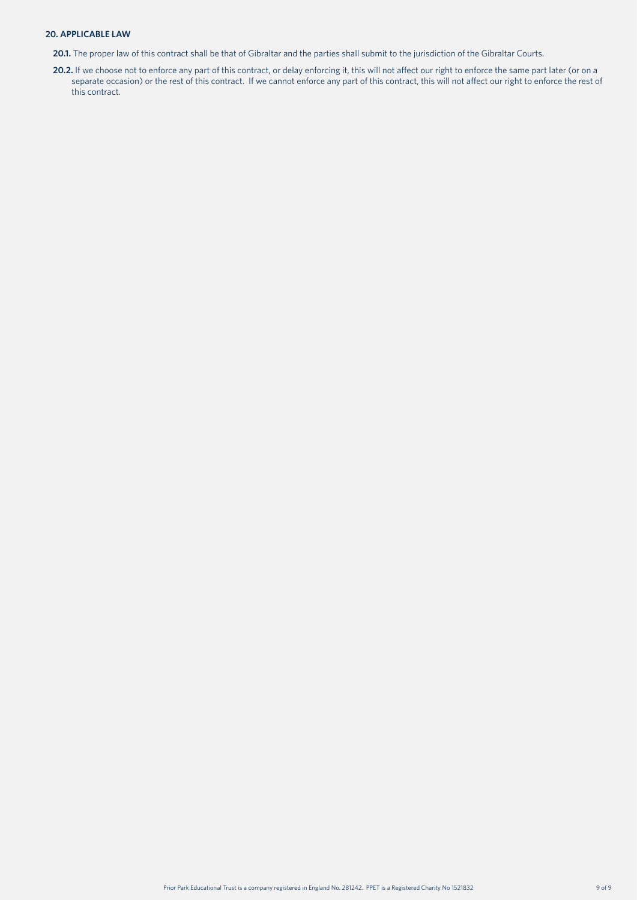## 20. APPLICABLE LAW

**20.1.** The proper law of this contract shall be that of Gibraltar and the parties shall submit to the jurisdiction of the Gibraltar Courts.

**20.2.** If we choose not to enforce any part of this contract, or delay enforcing it, this will not affect our right to enforce the same part later (or on a separate occasion) or the rest of this contract. If we cannot enforce any part of this contract, this will not affect our right to enforce the rest of this contract.

Prior Park Educational Trust is a company registered in England No. 281242. PPET is a Registered Charity No 1521832